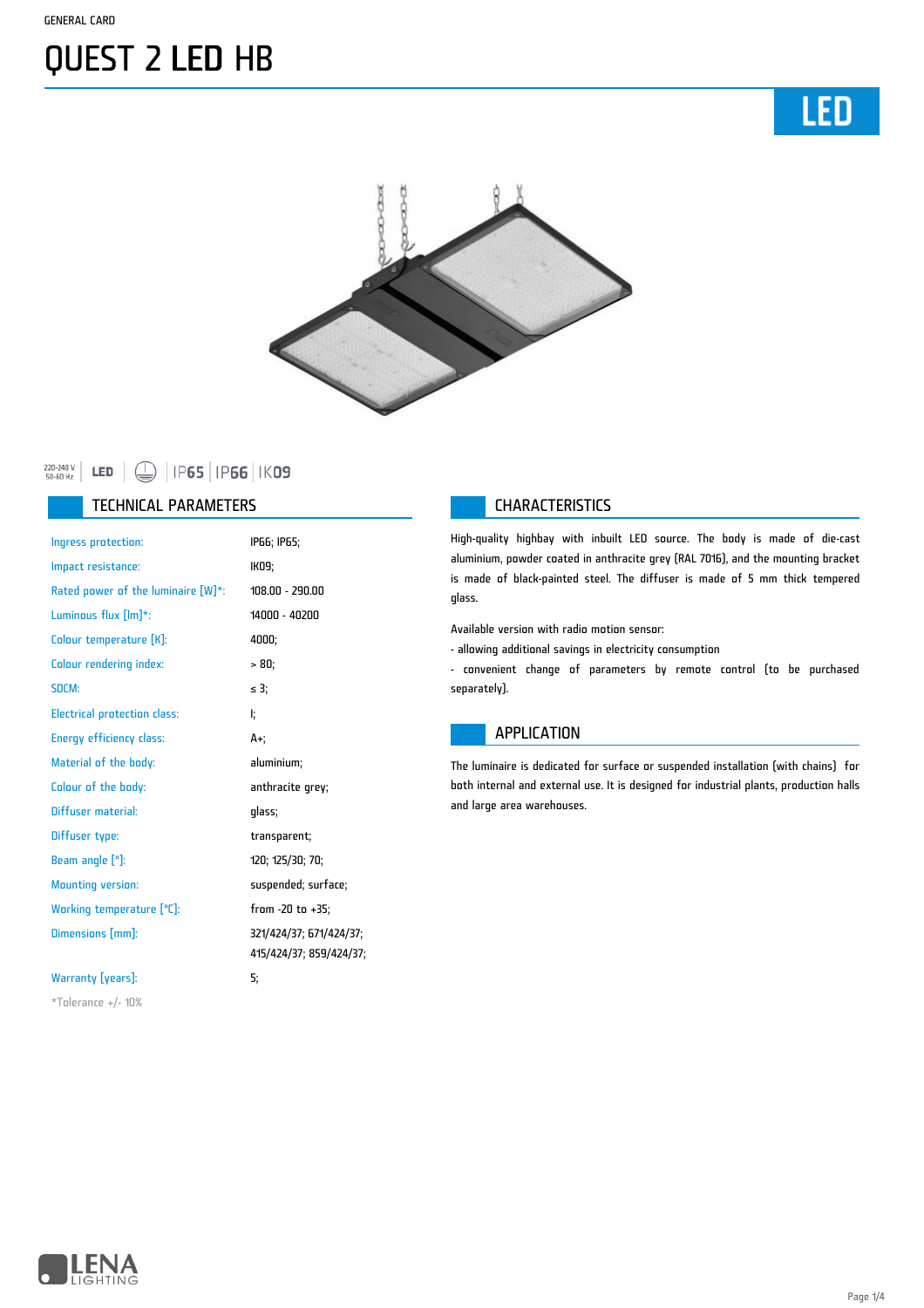GENERAL CARD

# QUEST 2 LED HB

LED

220-240 V 50-60 Hz | LED | IP65 | IP66 | IK09

## TECHNICAL PARAMETERS

| | |
|---|---|
| Ingress protection: | IP66; IP65; |
| Impact resistance: | IK09; |
| Rated power of the luminaire [W]*: | 108.00 - 290.00 |
| Luminous flux [lm]*: | 14000 - 40200 |
| Colour temperature [K]: | 4000; |
| Colour rendering index: | > 80; |
| SDCM: | ≤ 3; |
| Electrical protection class: | I; |
| Energy efficiency class: | A+; |
| Material of the body: | aluminium; |
| Colour of the body: | anthracite grey; |
| Diffuser material: | glass; |
| Diffuser type: | transparent; |
| Beam angle [°]: | 120; 125/30; 70; |
| Mounting version: | suspended; surface; |
| Working temperature [°C]: | from -20 to +35; |
| Dimensions [mm]: | 321/424/37; 671/424/37; 415/424/37; 859/424/37; |
| Warranty [years]: | 5; |

*Tolerance +/- 10%

## CHARACTERISTICS

High-quality highbay with inbuilt LED source. The body is made of die-cast aluminium, powder coated in anthracite grey (RAL 7016), and the mounting bracket is made of black-painted steel. The diffuser is made of 5 mm thick tempered glass.

Available version with radio motion sensor:

- allowing additional savings in electricity consumption
- convenient change of parameters by remote control (to be purchased separately).

## APPLICATION

The luminaire is dedicated for surface or suspended installation (with chains) for both internal and external use. It is designed for industrial plants, production halls and large area warehouses.

LENA LIGHTING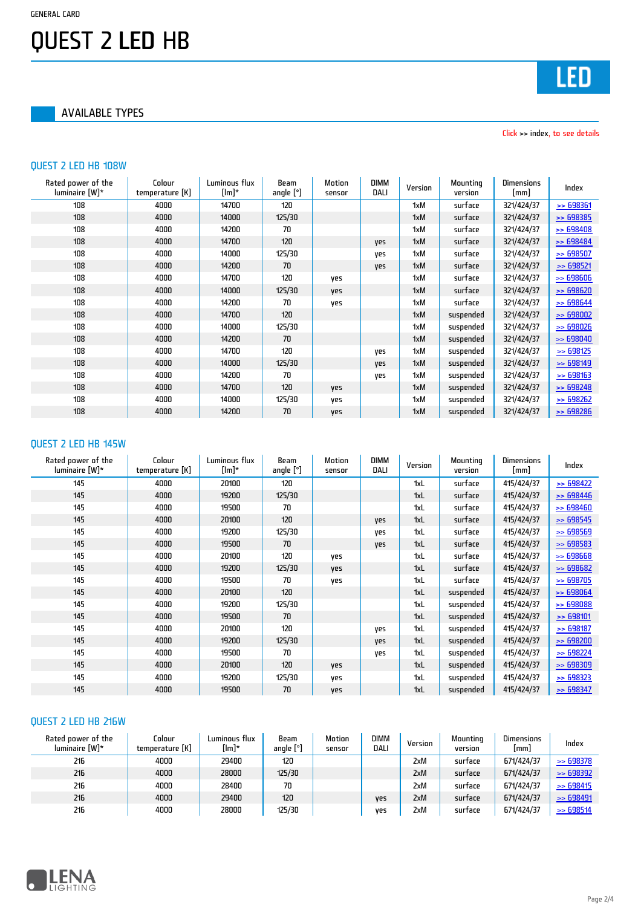GENERAL CARD

# QUEST 2 LED HB

LED

## AVAILABLE TYPES

Click >> index, to see details

### QUEST 2 LED HB 108W

| Rated power of the luminaire [W]* | Colour temperature [K] | Luminous flux [lm]* | Beam angle [°] | Motion sensor | DIMM DALI | Version | Mounting version | Dimensions [mm] | Index |
|---|---|---|---|---|---|---|---|---|---|
| 108 | 4000 | 14700 | 120 | | | 1xM | surface | 321/424/37 | >> 698361 |
| 108 | 4000 | 14000 | 125/30 | | | 1xM | surface | 321/424/37 | >> 698385 |
| 108 | 4000 | 14200 | 70 | | | 1xM | surface | 321/424/37 | >> 698408 |
| 108 | 4000 | 14700 | 120 | | yes | 1xM | surface | 321/424/37 | >> 698484 |
| 108 | 4000 | 14000 | 125/30 | | yes | 1xM | surface | 321/424/37 | >> 698507 |
| 108 | 4000 | 14200 | 70 | | yes | 1xM | surface | 321/424/37 | >> 698521 |
| 108 | 4000 | 14700 | 120 | yes | | 1xM | surface | 321/424/37 | >> 698606 |
| 108 | 4000 | 14000 | 125/30 | yes | | 1xM | surface | 321/424/37 | >> 698620 |
| 108 | 4000 | 14200 | 70 | yes | | 1xM | surface | 321/424/37 | >> 698644 |
| 108 | 4000 | 14700 | 120 | | | 1xM | suspended | 321/424/37 | >> 698002 |
| 108 | 4000 | 14000 | 125/30 | | | 1xM | suspended | 321/424/37 | >> 698026 |
| 108 | 4000 | 14200 | 70 | | | 1xM | suspended | 321/424/37 | >> 698040 |
| 108 | 4000 | 14700 | 120 | | yes | 1xM | suspended | 321/424/37 | >> 698125 |
| 108 | 4000 | 14000 | 125/30 | | yes | 1xM | suspended | 321/424/37 | >> 698149 |
| 108 | 4000 | 14200 | 70 | | yes | 1xM | suspended | 321/424/37 | >> 698163 |
| 108 | 4000 | 14700 | 120 | yes | | 1xM | suspended | 321/424/37 | >> 698248 |
| 108 | 4000 | 14000 | 125/30 | yes | | 1xM | suspended | 321/424/37 | >> 698262 |
| 108 | 4000 | 14200 | 70 | yes | | 1xM | suspended | 321/424/37 | >> 698286 |

### QUEST 2 LED HB 145W

| Rated power of the luminaire [W]* | Colour temperature [K] | Luminous flux [lm]* | Beam angle [°] | Motion sensor | DIMM DALI | Version | Mounting version | Dimensions [mm] | Index |
|---|---|---|---|---|---|---|---|---|---|
| 145 | 4000 | 20100 | 120 | | | 1xL | surface | 415/424/37 | >> 698422 |
| 145 | 4000 | 19200 | 125/30 | | | 1xL | surface | 415/424/37 | >> 698446 |
| 145 | 4000 | 19500 | 70 | | | 1xL | surface | 415/424/37 | >> 698460 |
| 145 | 4000 | 20100 | 120 | | yes | 1xL | surface | 415/424/37 | >> 698545 |
| 145 | 4000 | 19200 | 125/30 | | yes | 1xL | surface | 415/424/37 | >> 698569 |
| 145 | 4000 | 19500 | 70 | | yes | 1xL | surface | 415/424/37 | >> 698583 |
| 145 | 4000 | 20100 | 120 | yes | | 1xL | surface | 415/424/37 | >> 698668 |
| 145 | 4000 | 19200 | 125/30 | yes | | 1xL | surface | 415/424/37 | >> 698682 |
| 145 | 4000 | 19500 | 70 | yes | | 1xL | surface | 415/424/37 | >> 698705 |
| 145 | 4000 | 20100 | 120 | | | 1xL | suspended | 415/424/37 | >> 698064 |
| 145 | 4000 | 19200 | 125/30 | | | 1xL | suspended | 415/424/37 | >> 698088 |
| 145 | 4000 | 19500 | 70 | | | 1xL | suspended | 415/424/37 | >> 698101 |
| 145 | 4000 | 20100 | 120 | | yes | 1xL | suspended | 415/424/37 | >> 698187 |
| 145 | 4000 | 19200 | 125/30 | | yes | 1xL | suspended | 415/424/37 | >> 698200 |
| 145 | 4000 | 19500 | 70 | | yes | 1xL | suspended | 415/424/37 | >> 698224 |
| 145 | 4000 | 20100 | 120 | yes | | 1xL | suspended | 415/424/37 | >> 698309 |
| 145 | 4000 | 19200 | 125/30 | yes | | 1xL | suspended | 415/424/37 | >> 698323 |
| 145 | 4000 | 19500 | 70 | yes | | 1xL | suspended | 415/424/37 | >> 698347 |

### QUEST 2 LED HB 216W

| Rated power of the luminaire [W]* | Colour temperature [K] | Luminous flux [lm]* | Beam angle [°] | Motion sensor | DIMM DALI | Version | Mounting version | Dimensions [mm] | Index |
|---|---|---|---|---|---|---|---|---|---|
| 216 | 4000 | 29400 | 120 | | | 2xM | surface | 671/424/37 | >> 698378 |
| 216 | 4000 | 28000 | 125/30 | | | 2xM | surface | 671/424/37 | >> 698392 |
| 216 | 4000 | 28400 | 70 | | | 2xM | surface | 671/424/37 | >> 698415 |
| 216 | 4000 | 29400 | 120 | | yes | 2xM | surface | 671/424/37 | >> 698491 |
| 216 | 4000 | 28000 | 125/30 | | yes | 2xM | surface | 671/424/37 | >> 698514 |

LENA LIGHTING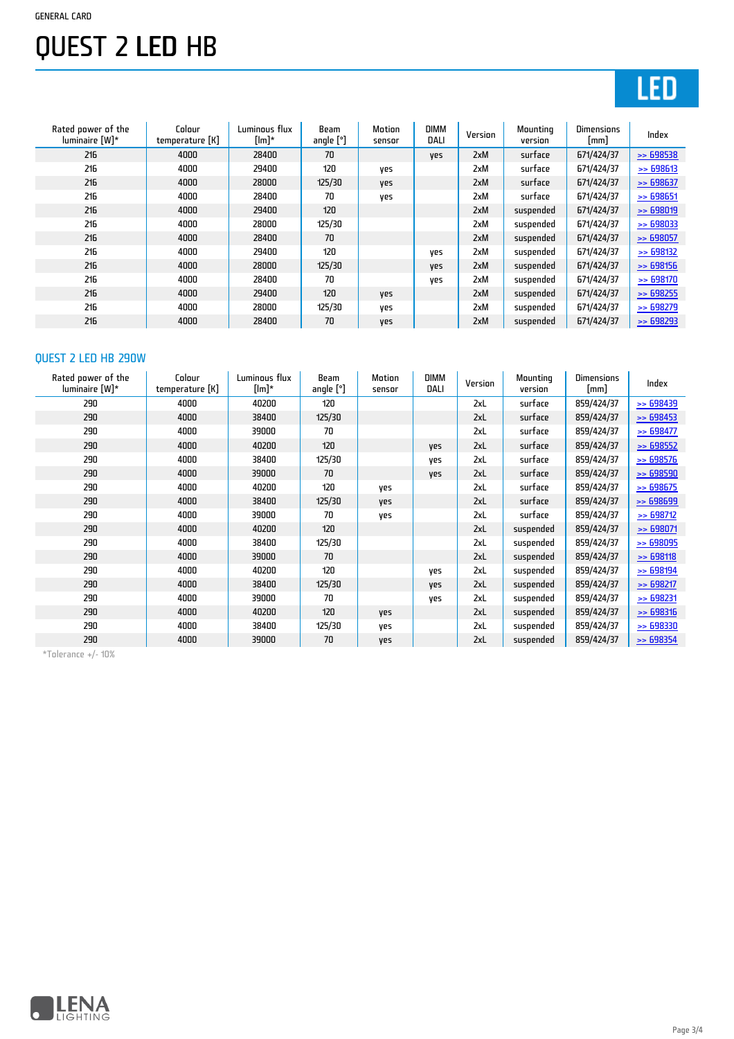GENERAL CARD

# QUEST 2 LED HB

LED

| Rated power of the luminaire [W]* | Colour temperature [K] | Luminous flux [lm]* | Beam angle [°] | Motion sensor | DIMM DALI | Version | Mounting version | Dimensions [mm] | Index |
|---|---|---|---|---|---|---|---|---|---|
| 216 | 4000 | 28400 | 70 | | yes | 2xM | surface | 671/424/37 | >> 698538 |
| 216 | 4000 | 29400 | 120 | yes | | 2xM | surface | 671/424/37 | >> 698613 |
| 216 | 4000 | 28000 | 125/30 | yes | | 2xM | surface | 671/424/37 | >> 698637 |
| 216 | 4000 | 28400 | 70 | yes | | 2xM | surface | 671/424/37 | >> 698651 |
| 216 | 4000 | 29400 | 120 | | | 2xM | suspended | 671/424/37 | >> 698019 |
| 216 | 4000 | 28000 | 125/30 | | | 2xM | suspended | 671/424/37 | >> 698033 |
| 216 | 4000 | 28400 | 70 | | | 2xM | suspended | 671/424/37 | >> 698057 |
| 216 | 4000 | 29400 | 120 | | yes | 2xM | suspended | 671/424/37 | >> 698132 |
| 216 | 4000 | 28000 | 125/30 | | yes | 2xM | suspended | 671/424/37 | >> 698156 |
| 216 | 4000 | 28400 | 70 | | yes | 2xM | suspended | 671/424/37 | >> 698170 |
| 216 | 4000 | 29400 | 120 | yes | | 2xM | suspended | 671/424/37 | >> 698255 |
| 216 | 4000 | 28000 | 125/30 | yes | | 2xM | suspended | 671/424/37 | >> 698279 |
| 216 | 4000 | 28400 | 70 | yes | | 2xM | suspended | 671/424/37 | >> 698293 |

## QUEST 2 LED HB 290W

| Rated power of the luminaire [W]* | Colour temperature [K] | Luminous flux [lm]* | Beam angle [°] | Motion sensor | DIMM DALI | Version | Mounting version | Dimensions [mm] | Index |
|---|---|---|---|---|---|---|---|---|---|
| 290 | 4000 | 40200 | 120 | | | 2xL | surface | 859/424/37 | >> 698439 |
| 290 | 4000 | 38400 | 125/30 | | | 2xL | surface | 859/424/37 | >> 698453 |
| 290 | 4000 | 39000 | 70 | | | 2xL | surface | 859/424/37 | >> 698477 |
| 290 | 4000 | 40200 | 120 | | yes | 2xL | surface | 859/424/37 | >> 698552 |
| 290 | 4000 | 38400 | 125/30 | | yes | 2xL | surface | 859/424/37 | >> 698576 |
| 290 | 4000 | 39000 | 70 | | yes | 2xL | surface | 859/424/37 | >> 698590 |
| 290 | 4000 | 40200 | 120 | yes | | 2xL | surface | 859/424/37 | >> 698675 |
| 290 | 4000 | 38400 | 125/30 | yes | | 2xL | surface | 859/424/37 | >> 698699 |
| 290 | 4000 | 39000 | 70 | yes | | 2xL | surface | 859/424/37 | >> 698712 |
| 290 | 4000 | 40200 | 120 | | | 2xL | suspended | 859/424/37 | >> 698071 |
| 290 | 4000 | 38400 | 125/30 | | | 2xL | suspended | 859/424/37 | >> 698095 |
| 290 | 4000 | 39000 | 70 | | | 2xL | suspended | 859/424/37 | >> 698118 |
| 290 | 4000 | 40200 | 120 | | yes | 2xL | suspended | 859/424/37 | >> 698194 |
| 290 | 4000 | 38400 | 125/30 | | yes | 2xL | suspended | 859/424/37 | >> 698217 |
| 290 | 4000 | 39000 | 70 | | yes | 2xL | suspended | 859/424/37 | >> 698231 |
| 290 | 4000 | 40200 | 120 | yes | | 2xL | suspended | 859/424/37 | >> 698316 |
| 290 | 4000 | 38400 | 125/30 | yes | | 2xL | suspended | 859/424/37 | >> 698330 |
| 290 | 4000 | 39000 | 70 | yes | | 2xL | suspended | 859/424/37 | >> 698354 |

*Tolerance +/- 10%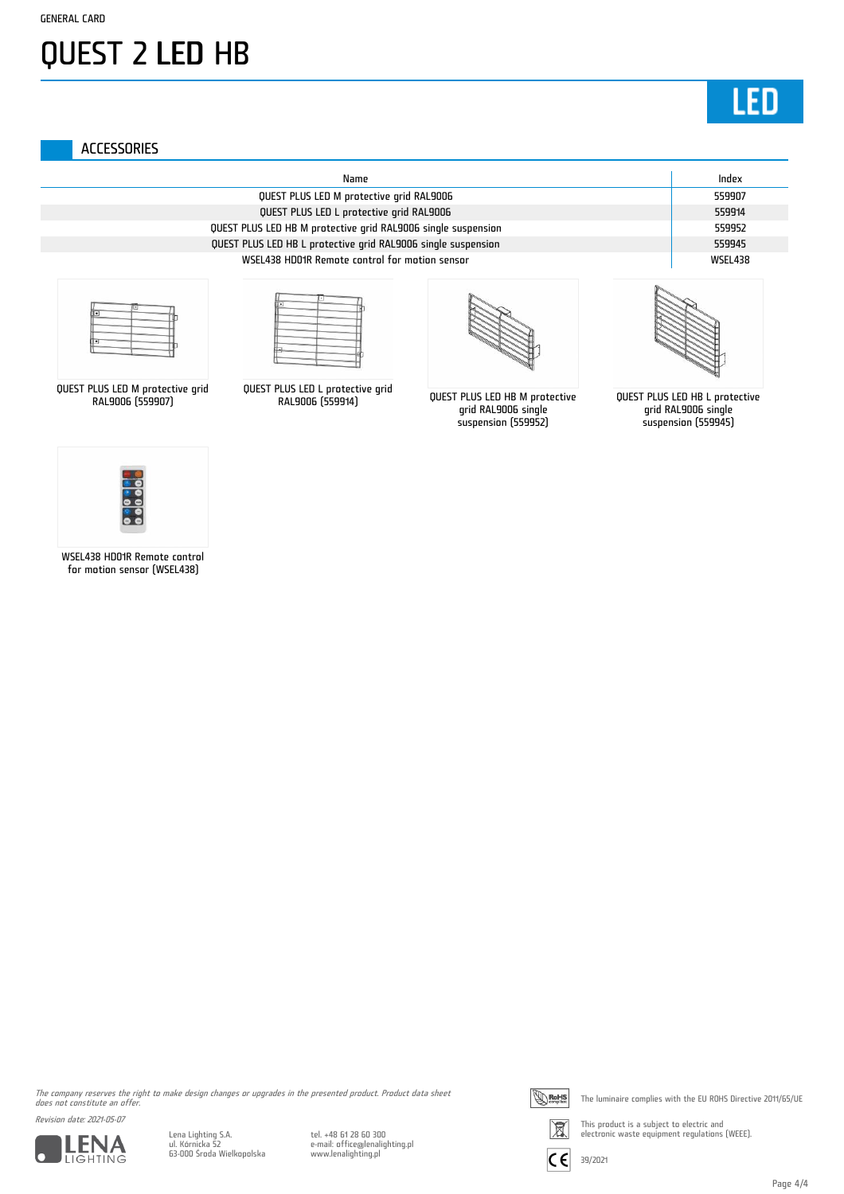GENERAL CARD

# QUEST 2 LED HB

LED

## ACCESSORIES

| Name | Index |
|---|---|
| QUEST PLUS LED M protective grid RAL9006 | 559907 |
| QUEST PLUS LED L protective grid RAL9006 | 559914 |
| QUEST PLUS LED HB M protective grid RAL9006 single suspension | 559952 |
| QUEST PLUS LED HB L protective grid RAL9006 single suspension | 559945 |
| WSEL438 HD01R Remote control for motion sensor | WSEL438 |

QUEST PLUS LED M protective grid RAL9006 (559907)

QUEST PLUS LED L protective grid RAL9006 (559914)

QUEST PLUS LED HB M protective grid RAL9006 single suspension (559952)

QUEST PLUS LED HB L protective grid RAL9006 single suspension (559945)

WSEL438 HD01R Remote control for motion sensor (WSEL438)

*The company reserves the right to make design changes or upgrades in the presented product. Product data sheet does not constitute an offer.*

*Revision date: 2021-05-07*

LENA LIGHTING

Lena Lighting S.A.
ul. Kórnicka 52
63-000 Środa Wielkopolska

tel. +48 61 28 60 300
e-mail: office@lenalighting.pl
www.lenalighting.pl

The luminaire complies with the EU ROHS Directive 2011/65/UE

This product is a subject to electric and electronic waste equipment regulations (WEEE).

39/2021